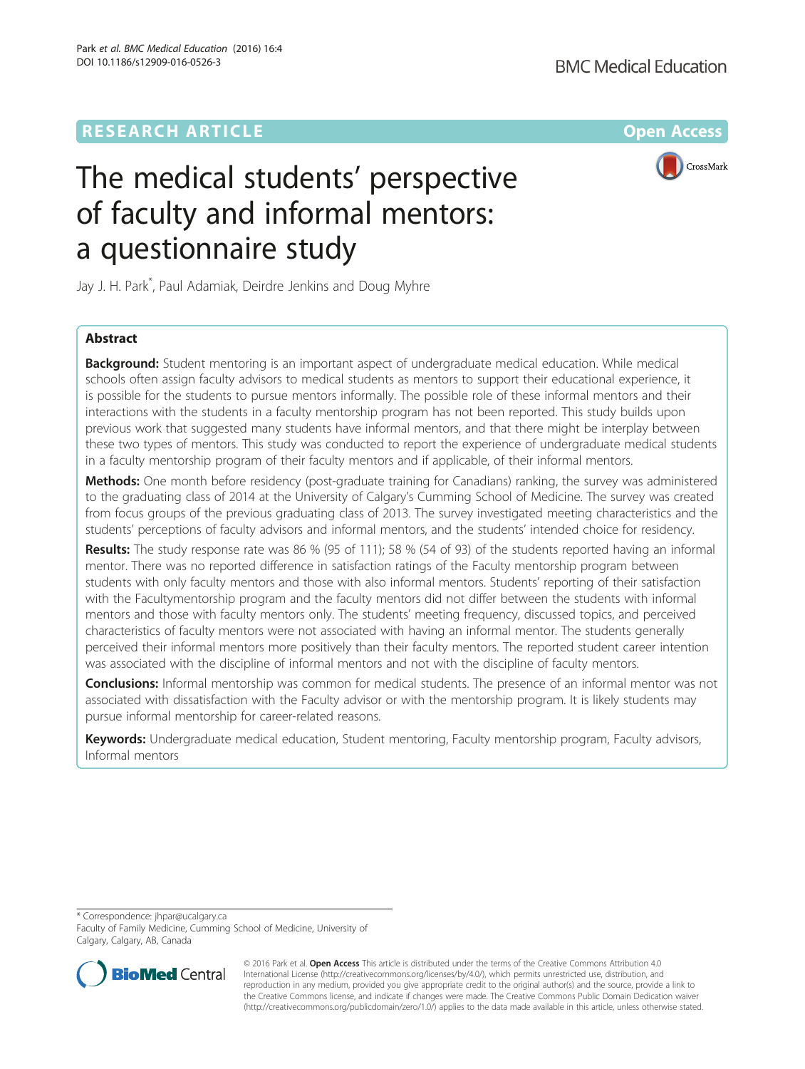RESEARCH ARTICLE

Open Access

# The medical students' perspective of faculty and informal mentors: a questionnaire study

Jay J. H. Park*, Paul Adamiak, Deirdre Jenkins and Doug Myhre

## Abstract

**Background:** Student mentoring is an important aspect of undergraduate medical education. While medical schools often assign faculty advisors to medical students as mentors to support their educational experience, it is possible for the students to pursue mentors informally. The possible role of these informal mentors and their interactions with the students in a faculty mentorship program has not been reported. This study builds upon previous work that suggested many students have informal mentors, and that there might be interplay between these two types of mentors. This study was conducted to report the experience of undergraduate medical students in a faculty mentorship program of their faculty mentors and if applicable, of their informal mentors.

**Methods:** One month before residency (post-graduate training for Canadians) ranking, the survey was administered to the graduating class of 2014 at the University of Calgary's Cumming School of Medicine. The survey was created from focus groups of the previous graduating class of 2013. The survey investigated meeting characteristics and the students' perceptions of faculty advisors and informal mentors, and the students' intended choice for residency.

**Results:** The study response rate was 86 % (95 of 111); 58 % (54 of 93) of the students reported having an informal mentor. There was no reported difference in satisfaction ratings of the Faculty mentorship program between students with only faculty mentors and those with also informal mentors. Students' reporting of their satisfaction with the Facultymentorship program and the faculty mentors did not differ between the students with informal mentors and those with faculty mentors only. The students' meeting frequency, discussed topics, and perceived characteristics of faculty mentors were not associated with having an informal mentor. The students generally perceived their informal mentors more positively than their faculty mentors. The reported student career intention was associated with the discipline of informal mentors and not with the discipline of faculty mentors.

**Conclusions:** Informal mentorship was common for medical students. The presence of an informal mentor was not associated with dissatisfaction with the Faculty advisor or with the mentorship program. It is likely students may pursue informal mentorship for career-related reasons.

**Keywords:** Undergraduate medical education, Student mentoring, Faculty mentorship program, Faculty advisors, Informal mentors

\* Correspondence: jhpar@ucalgary.ca
Faculty of Family Medicine, Cumming School of Medicine, University of Calgary, Calgary, AB, Canada

© 2016 Park et al. **Open Access** This article is distributed under the terms of the Creative Commons Attribution 4.0 International License (http://creativecommons.org/licenses/by/4.0/), which permits unrestricted use, distribution, and reproduction in any medium, provided you give appropriate credit to the original author(s) and the source, provide a link to the Creative Commons license, and indicate if changes were made. The Creative Commons Public Domain Dedication waiver (http://creativecommons.org/publicdomain/zero/1.0/) applies to the data made available in this article, unless otherwise stated.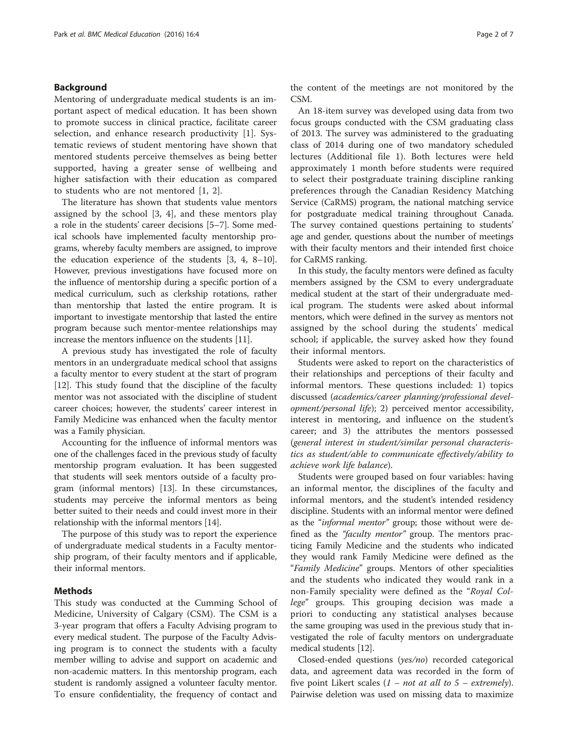## Background

Mentoring of undergraduate medical students is an important aspect of medical education. It has been shown to promote success in clinical practice, facilitate career selection, and enhance research productivity [1]. Systematic reviews of student mentoring have shown that mentored students perceive themselves as being better supported, having a greater sense of wellbeing and higher satisfaction with their education as compared to students who are not mentored [1, 2].

The literature has shown that students value mentors assigned by the school [3, 4], and these mentors play a role in the students' career decisions [5–7]. Some medical schools have implemented faculty mentorship programs, whereby faculty members are assigned, to improve the education experience of the students [3, 4, 8–10]. However, previous investigations have focused more on the influence of mentorship during a specific portion of a medical curriculum, such as clerkship rotations, rather than mentorship that lasted the entire program. It is important to investigate mentorship that lasted the entire program because such mentor-mentee relationships may increase the mentors influence on the students [11].

A previous study has investigated the role of faculty mentors in an undergraduate medical school that assigns a faculty mentor to every student at the start of program [12]. This study found that the discipline of the faculty mentor was not associated with the discipline of student career choices; however, the students' career interest in Family Medicine was enhanced when the faculty mentor was a Family physician.

Accounting for the influence of informal mentors was one of the challenges faced in the previous study of faculty mentorship program evaluation. It has been suggested that students will seek mentors outside of a faculty program (informal mentors) [13]. In these circumstances, students may perceive the informal mentors as being better suited to their needs and could invest more in their relationship with the informal mentors [14].

The purpose of this study was to report the experience of undergraduate medical students in a Faculty mentorship program, of their faculty mentors and if applicable, their informal mentors.

## Methods

This study was conducted at the Cumming School of Medicine, University of Calgary (CSM). The CSM is a 3-year program that offers a Faculty Advising program to every medical student. The purpose of the Faculty Advising program is to connect the students with a faculty member willing to advise and support on academic and non-academic matters. In this mentorship program, each student is randomly assigned a volunteer faculty mentor. To ensure confidentiality, the frequency of contact and the content of the meetings are not monitored by the CSM.

An 18-item survey was developed using data from two focus groups conducted with the CSM graduating class of 2013. The survey was administered to the graduating class of 2014 during one of two mandatory scheduled lectures (Additional file 1). Both lectures were held approximately 1 month before students were required to select their postgraduate training discipline ranking preferences through the Canadian Residency Matching Service (CaRMS) program, the national matching service for postgraduate medical training throughout Canada. The survey contained questions pertaining to students' age and gender, questions about the number of meetings with their faculty mentors and their intended first choice for CaRMS ranking.

In this study, the faculty mentors were defined as faculty members assigned by the CSM to every undergraduate medical student at the start of their undergraduate medical program. The students were asked about informal mentors, which were defined in the survey as mentors not assigned by the school during the students' medical school; if applicable, the survey asked how they found their informal mentors.

Students were asked to report on the characteristics of their relationships and perceptions of their faculty and informal mentors. These questions included: 1) topics discussed (*academics/career planning/professional development/personal life*); 2) perceived mentor accessibility, interest in mentoring, and influence on the student's career; and 3) the attributes the mentors possessed (*general interest in student/similar personal characteristics as student/able to communicate effectively/ability to achieve work life balance*).

Students were grouped based on four variables: having an informal mentor, the disciplines of the faculty and informal mentors, and the student's intended residency discipline. Students with an informal mentor were defined as the "*informal mentor*" group; those without were defined as the *"faculty mentor"* group. The mentors practicing Family Medicine and the students who indicated they would rank Family Medicine were defined as the "*Family Medicine*" groups. Mentors of other specialities and the students who indicated they would rank in a non-Family speciality were defined as the "*Royal College*" groups. This grouping decision was made a priori to conducting any statistical analyses because the same grouping was used in the previous study that investigated the role of faculty mentors on undergraduate medical students [12].

Closed-ended questions (*yes/no*) recorded categorical data, and agreement data was recorded in the form of five point Likert scales (*1 – not at all to 5 – extremely*). Pairwise deletion was used on missing data to maximize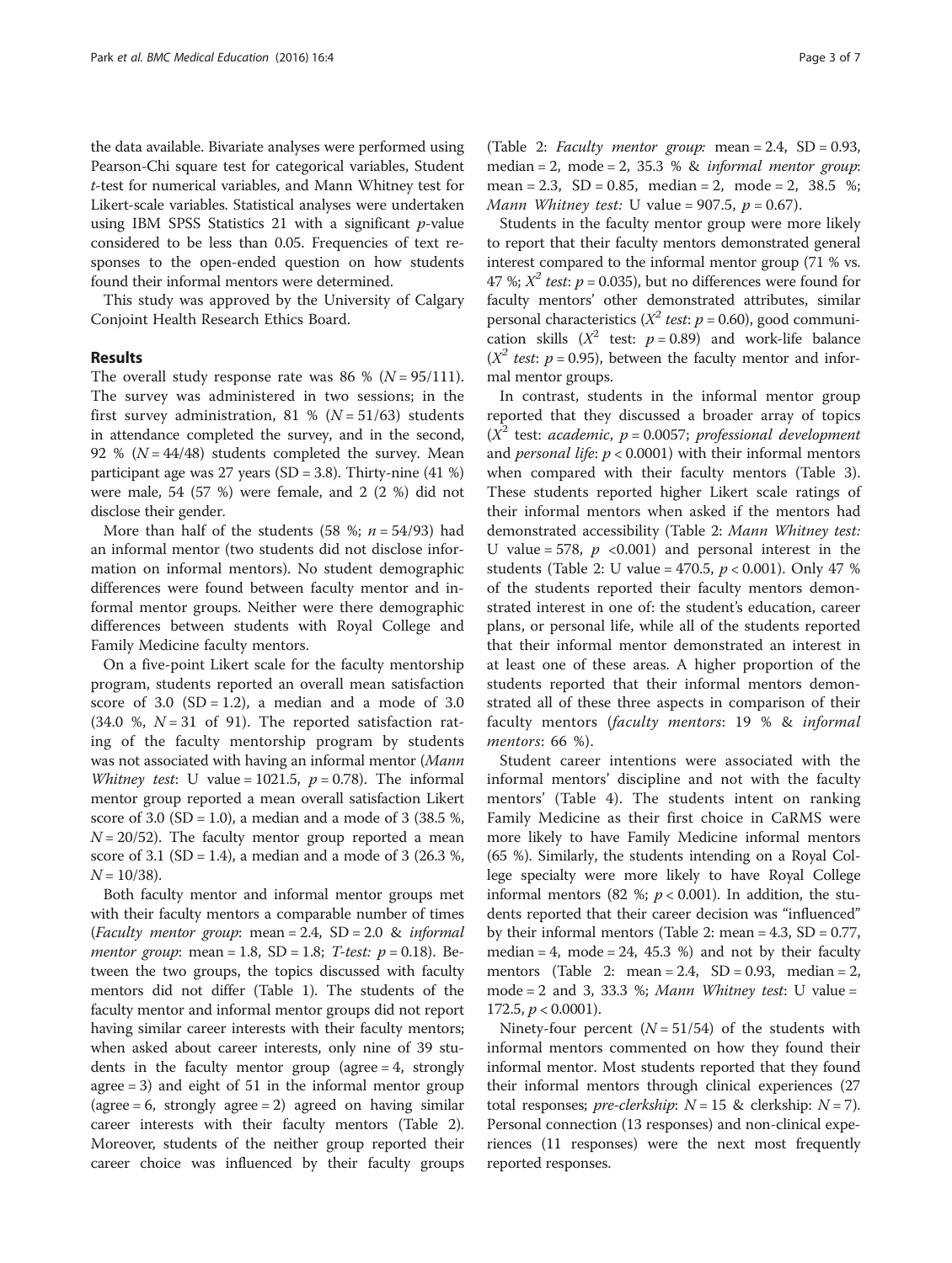the data available. Bivariate analyses were performed using Pearson-Chi square test for categorical variables, Student *t*-test for numerical variables, and Mann Whitney test for Likert-scale variables. Statistical analyses were undertaken using IBM SPSS Statistics 21 with a significant *p*-value considered to be less than 0.05. Frequencies of text responses to the open-ended question on how students found their informal mentors were determined.

This study was approved by the University of Calgary Conjoint Health Research Ethics Board.

## Results

The overall study response rate was 86 % ($N = 95/111$). The survey was administered in two sessions; in the first survey administration, 81 % ($N = 51/63$) students in attendance completed the survey, and in the second, 92 % ($N = 44/48$) students completed the survey. Mean participant age was 27 years (SD = 3.8). Thirty-nine (41 %) were male, 54 (57 %) were female, and 2 (2 %) did not disclose their gender.

More than half of the students (58 %; $n = 54/93$) had an informal mentor (two students did not disclose information on informal mentors). No student demographic differences were found between faculty mentor and informal mentor groups. Neither were there demographic differences between students with Royal College and Family Medicine faculty mentors.

On a five-point Likert scale for the faculty mentorship program, students reported an overall mean satisfaction score of 3.0 (SD = 1.2), a median and a mode of 3.0 (34.0 %, $N = 31$ of 91). The reported satisfaction rating of the faculty mentorship program by students was not associated with having an informal mentor (*Mann Whitney test*: U value = 1021.5, $p = 0.78$). The informal mentor group reported a mean overall satisfaction Likert score of 3.0 (SD = 1.0), a median and a mode of 3 (38.5 %, $N = 20/52$). The faculty mentor group reported a mean score of 3.1 (SD = 1.4), a median and a mode of 3 (26.3 %, $N = 10/38$).

Both faculty mentor and informal mentor groups met with their faculty mentors a comparable number of times (*Faculty mentor group*: mean = 2.4, SD = 2.0 & *informal mentor group*: mean = 1.8, SD = 1.8; *T-test:* $p = 0.18$). Between the two groups, the topics discussed with faculty mentors did not differ (Table 1). The students of the faculty mentor and informal mentor groups did not report having similar career interests with their faculty mentors; when asked about career interests, only nine of 39 students in the faculty mentor group (agree = 4, strongly agree = 3) and eight of 51 in the informal mentor group (agree = 6, strongly agree = 2) agreed on having similar career interests with their faculty mentors (Table 2). Moreover, students of the neither group reported their career choice was influenced by their faculty groups (Table 2: *Faculty mentor group:* mean = 2.4, SD = 0.93, median = 2, mode = 2, 35.3 % & *informal mentor group*: mean = 2.3, SD = 0.85, median = 2, mode = 2, 38.5 %; *Mann Whitney test:* U value = 907.5, $p = 0.67$).

Students in the faculty mentor group were more likely to report that their faculty mentors demonstrated general interest compared to the informal mentor group (71 % vs. 47 %; $X^2$ *test*: $p = 0.035$), but no differences were found for faculty mentors' other demonstrated attributes, similar personal characteristics ($X^2$ *test*: $p = 0.60$), good communication skills ($X^2$ test: $p = 0.89$) and work-life balance ($X^2$ *test*: $p = 0.95$), between the faculty mentor and informal mentor groups.

In contrast, students in the informal mentor group reported that they discussed a broader array of topics ($X^2$ test: *academic*, $p = 0.0057$; *professional development* and *personal life*: $p < 0.0001$) with their informal mentors when compared with their faculty mentors (Table 3). These students reported higher Likert scale ratings of their informal mentors when asked if the mentors had demonstrated accessibility (Table 2: *Mann Whitney test:* U value = 578, $p$ <0.001) and personal interest in the students (Table 2: U value = 470.5, $p < 0.001$). Only 47 % of the students reported their faculty mentors demonstrated interest in one of: the student's education, career plans, or personal life, while all of the students reported that their informal mentor demonstrated an interest in at least one of these areas. A higher proportion of the students reported that their informal mentors demonstrated all of these three aspects in comparison of their faculty mentors (*faculty mentors*: 19 % & *informal mentors*: 66 %).

Student career intentions were associated with the informal mentors' discipline and not with the faculty mentors' (Table 4). The students intent on ranking Family Medicine as their first choice in CaRMS were more likely to have Family Medicine informal mentors (65 %). Similarly, the students intending on a Royal College specialty were more likely to have Royal College informal mentors (82 %; $p < 0.001$). In addition, the students reported that their career decision was "influenced" by their informal mentors (Table 2: mean = 4.3, SD = 0.77, median = 4, mode = 24, 45.3 %) and not by their faculty mentors (Table 2: mean = 2.4, SD = 0.93, median = 2, mode = 2 and 3, 33.3 %; *Mann Whitney test*: U value = 172.5, $p < 0.0001$).

Ninety-four percent ($N = 51/54$) of the students with informal mentors commented on how they found their informal mentor. Most students reported that they found their informal mentors through clinical experiences (27 total responses; *pre-clerkship*: $N = 15$ & clerkship: $N = 7$). Personal connection (13 responses) and non-clinical experiences (11 responses) were the next most frequently reported responses.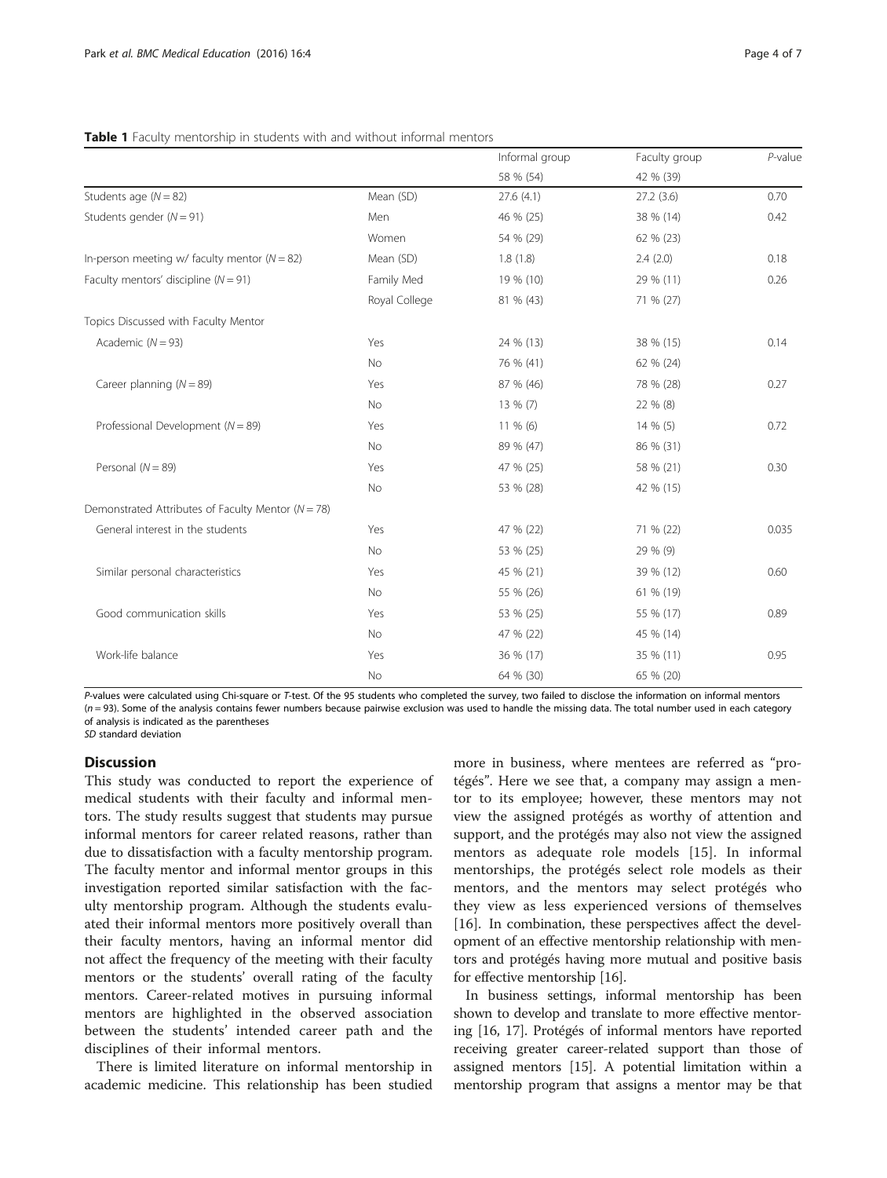**Table 1** Faculty mentorship in students with and without informal mentors

| | | Informal group | Faculty group | *P*-value |
|---|---|---|---|---|
| | | 58 % (54) | 42 % (39) | |
| Students age (*N* = 82) | Mean (SD) | 27.6 (4.1) | 27.2 (3.6) | 0.70 |
| Students gender (*N* = 91) | Men | 46 % (25) | 38 % (14) | 0.42 |
| | Women | 54 % (29) | 62 % (23) | |
| In-person meeting w/ faculty mentor (*N* = 82) | Mean (SD) | 1.8 (1.8) | 2.4 (2.0) | 0.18 |
| Faculty mentors' discipline (*N* = 91) | Family Med | 19 % (10) | 29 % (11) | 0.26 |
| | Royal College | 81 % (43) | 71 % (27) | |
| Topics Discussed with Faculty Mentor | | | | |
| Academic (*N* = 93) | Yes | 24 % (13) | 38 % (15) | 0.14 |
| | No | 76 % (41) | 62 % (24) | |
| Career planning (*N* = 89) | Yes | 87 % (46) | 78 % (28) | 0.27 |
| | No | 13 % (7) | 22 % (8) | |
| Professional Development (*N* = 89) | Yes | 11 % (6) | 14 % (5) | 0.72 |
| | No | 89 % (47) | 86 % (31) | |
| Personal (*N* = 89) | Yes | 47 % (25) | 58 % (21) | 0.30 |
| | No | 53 % (28) | 42 % (15) | |
| Demonstrated Attributes of Faculty Mentor (*N* = 78) | | | | |
| General interest in the students | Yes | 47 % (22) | 71 % (22) | 0.035 |
| | No | 53 % (25) | 29 % (9) | |
| Similar personal characteristics | Yes | 45 % (21) | 39 % (12) | 0.60 |
| | No | 55 % (26) | 61 % (19) | |
| Good communication skills | Yes | 53 % (25) | 55 % (17) | 0.89 |
| | No | 47 % (22) | 45 % (14) | |
| Work-life balance | Yes | 36 % (17) | 35 % (11) | 0.95 |
| | No | 64 % (30) | 65 % (20) | |

*P*-values were calculated using Chi-square or *T*-test. Of the 95 students who completed the survey, two failed to disclose the information on informal mentors (*n* = 93). Some of the analysis contains fewer numbers because pairwise exclusion was used to handle the missing data. The total number used in each category of analysis is indicated as the parentheses

*SD* standard deviation

## Discussion

This study was conducted to report the experience of medical students with their faculty and informal mentors. The study results suggest that students may pursue informal mentors for career related reasons, rather than due to dissatisfaction with a faculty mentorship program. The faculty mentor and informal mentor groups in this investigation reported similar satisfaction with the faculty mentorship program. Although the students evaluated their informal mentors more positively overall than their faculty mentors, having an informal mentor did not affect the frequency of the meeting with their faculty mentors or the students' overall rating of the faculty mentors. Career-related motives in pursuing informal mentors are highlighted in the observed association between the students' intended career path and the disciplines of their informal mentors.

There is limited literature on informal mentorship in academic medicine. This relationship has been studied more in business, where mentees are referred as "protégés". Here we see that, a company may assign a mentor to its employee; however, these mentors may not view the assigned protégés as worthy of attention and support, and the protégés may also not view the assigned mentors as adequate role models [15]. In informal mentorships, the protégés select role models as their mentors, and the mentors may select protégés who they view as less experienced versions of themselves [16]. In combination, these perspectives affect the development of an effective mentorship relationship with mentors and protégés having more mutual and positive basis for effective mentorship [16].

In business settings, informal mentorship has been shown to develop and translate to more effective mentoring [16, 17]. Protégés of informal mentors have reported receiving greater career-related support than those of assigned mentors [15]. A potential limitation within a mentorship program that assigns a mentor may be that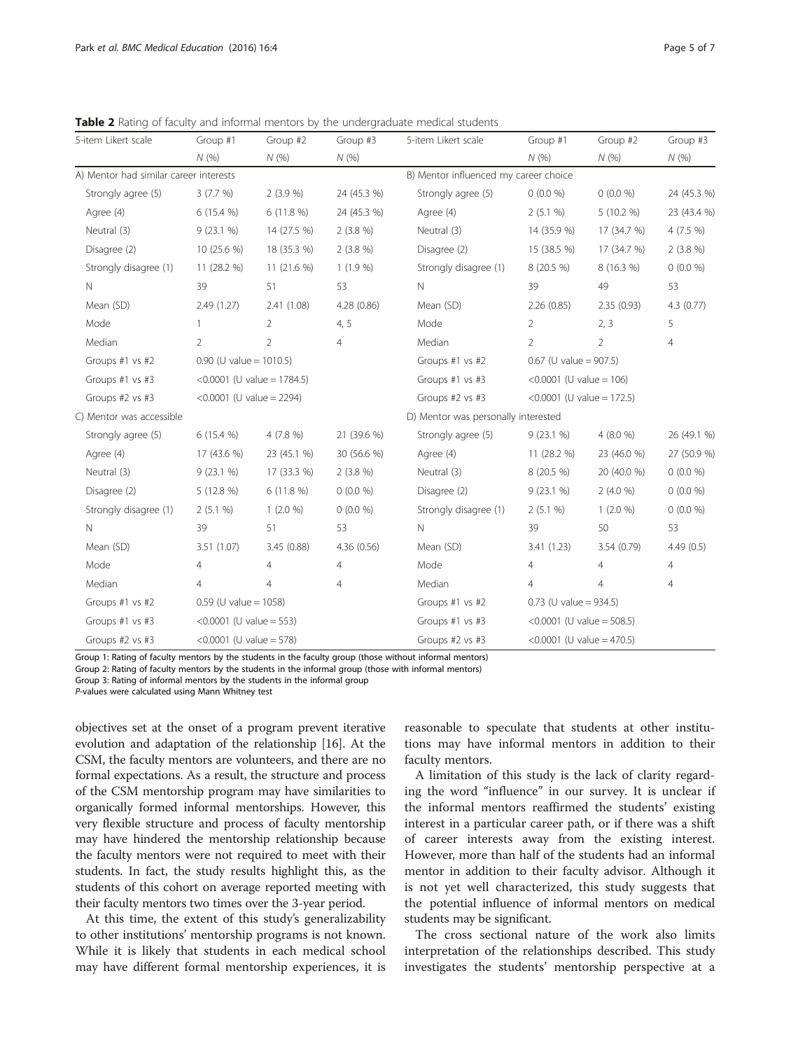**Table 2** Rating of faculty and informal mentors by the undergraduate medical students

| 5-item Likert scale | Group #1 | Group #2 | Group #3 | 5-item Likert scale | Group #1 | Group #2 | Group #3 |
|---|---|---|---|---|---|---|---|
| | N (%) | N (%) | N (%) | | N (%) | N (%) | N (%) |
| A) Mentor had similar career interests | | | | B) Mentor influenced my career choice | | | |
| Strongly agree (5) | 3 (7.7 %) | 2 (3.9 %) | 24 (45.3 %) | Strongly agree (5) | 0 (0.0 %) | 0 (0.0 %) | 24 (45.3 %) |
| Agree (4) | 6 (15.4 %) | 6 (11.8 %) | 24 (45.3 %) | Agree (4) | 2 (5.1 %) | 5 (10.2 %) | 23 (43.4 %) |
| Neutral (3) | 9 (23.1 %) | 14 (27.5 %) | 2 (3.8 %) | Neutral (3) | 14 (35.9 %) | 17 (34.7 %) | 4 (7.5 %) |
| Disagree (2) | 10 (25.6 %) | 18 (35.3 %) | 2 (3.8 %) | Disagree (2) | 15 (38.5 %) | 17 (34.7 %) | 2 (3.8 %) |
| Strongly disagree (1) | 11 (28.2 %) | 11 (21.6 %) | 1 (1.9 %) | Strongly disagree (1) | 8 (20.5 %) | 8 (16.3 %) | 0 (0.0 %) |
| N | 39 | 51 | 53 | N | 39 | 49 | 53 |
| Mean (SD) | 2.49 (1.27) | 2.41 (1.08) | 4.28 (0.86) | Mean (SD) | 2.26 (0.85) | 2.35 (0.93) | 4.3 (0.77) |
| Mode | 1 | 2 | 4, 5 | Mode | 2 | 2, 3 | 5 |
| Median | 2 | 2 | 4 | Median | 2 | 2 | 4 |
| Groups #1 vs #2 | 0.90 (U value = 1010.5) | | | Groups #1 vs #2 | 0.67 (U value = 907.5) | | |
| Groups #1 vs #3 | <0.0001 (U value = 1784.5) | | | Groups #1 vs #3 | <0.0001 (U value = 106) | | |
| Groups #2 vs #3 | <0.0001 (U value = 2294) | | | Groups #2 vs #3 | <0.0001 (U value = 172.5) | | |
| C) Mentor was accessible | | | | D) Mentor was personally interested | | | |
| Strongly agree (5) | 6 (15.4 %) | 4 (7.8 %) | 21 (39.6 %) | Strongly agree (5) | 9 (23.1 %) | 4 (8.0 %) | 26 (49.1 %) |
| Agree (4) | 17 (43.6 %) | 23 (45.1 %) | 30 (56.6 %) | Agree (4) | 11 (28.2 %) | 23 (46.0 %) | 27 (50.9 %) |
| Neutral (3) | 9 (23.1 %) | 17 (33.3 %) | 2 (3.8 %) | Neutral (3) | 8 (20.5 %) | 20 (40.0 %) | 0 (0.0 %) |
| Disagree (2) | 5 (12.8 %) | 6 (11.8 %) | 0 (0.0 %) | Disagree (2) | 9 (23.1 %) | 2 (4.0 %) | 0 (0.0 %) |
| Strongly disagree (1) | 2 (5.1 %) | 1 (2.0 %) | 0 (0.0 %) | Strongly disagree (1) | 2 (5.1 %) | 1 (2.0 %) | 0 (0.0 %) |
| N | 39 | 51 | 53 | N | 39 | 50 | 53 |
| Mean (SD) | 3.51 (1.07) | 3.45 (0.88) | 4.36 (0.56) | Mean (SD) | 3.41 (1.23) | 3.54 (0.79) | 4.49 (0.5) |
| Mode | 4 | 4 | 4 | Mode | 4 | 4 | 4 |
| Median | 4 | 4 | 4 | Median | 4 | 4 | 4 |
| Groups #1 vs #2 | 0.59 (U value = 1058) | | | Groups #1 vs #2 | 0.73 (U value = 934.5) | | |
| Groups #1 vs #3 | <0.0001 (U value = 553) | | | Groups #1 vs #3 | <0.0001 (U value = 508.5) | | |
| Groups #2 vs #3 | <0.0001 (U value = 578) | | | Groups #2 vs #3 | <0.0001 (U value = 470.5) | | |

Group 1: Rating of faculty mentors by the students in the faculty group (those without informal mentors)
Group 2: Rating of faculty mentors by the students in the informal group (those with informal mentors)
Group 3: Rating of informal mentors by the students in the informal group
*P*-values were calculated using Mann Whitney test

objectives set at the onset of a program prevent iterative evolution and adaptation of the relationship [16]. At the CSM, the faculty mentors are volunteers, and there are no formal expectations. As a result, the structure and process of the CSM mentorship program may have similarities to organically formed informal mentorships. However, this very flexible structure and process of faculty mentorship may have hindered the mentorship relationship because the faculty mentors were not required to meet with their students. In fact, the study results highlight this, as the students of this cohort on average reported meeting with their faculty mentors two times over the 3-year period.

At this time, the extent of this study's generalizability to other institutions' mentorship programs is not known. While it is likely that students in each medical school may have different formal mentorship experiences, it is reasonable to speculate that students at other institutions may have informal mentors in addition to their faculty mentors.

A limitation of this study is the lack of clarity regarding the word "influence" in our survey. It is unclear if the informal mentors reaffirmed the students' existing interest in a particular career path, or if there was a shift of career interests away from the existing interest. However, more than half of the students had an informal mentor in addition to their faculty advisor. Although it is not yet well characterized, this study suggests that the potential influence of informal mentors on medical students may be significant.

The cross sectional nature of the work also limits interpretation of the relationships described. This study investigates the students' mentorship perspective at a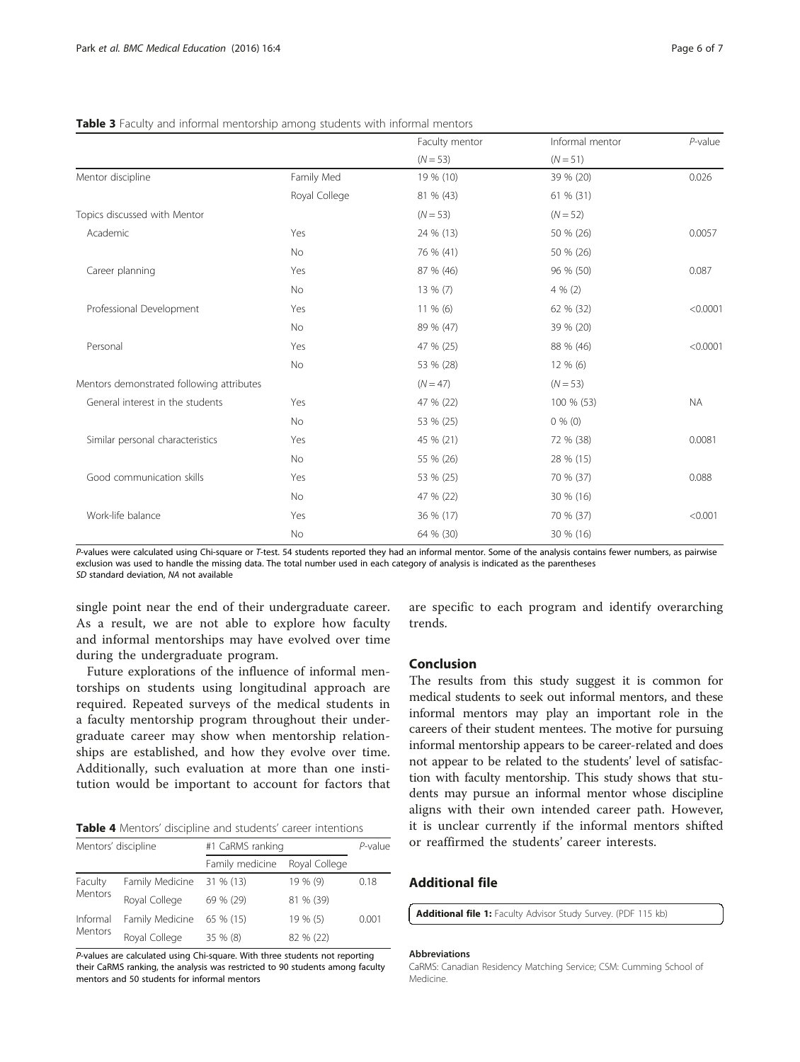**Table 3** Faculty and informal mentorship among students with informal mentors

| | | Faculty mentor | Informal mentor | *P*-value |
|---|---|---|---|---|
| | | ($N = 53$) | ($N = 51$) | |
| Mentor discipline | Family Med | 19 % (10) | 39 % (20) | 0.026 |
| | Royal College | 81 % (43) | 61 % (31) | |
| Topics discussed with Mentor | | ($N = 53$) | ($N = 52$) | |
| Academic | Yes | 24 % (13) | 50 % (26) | 0.0057 |
| | No | 76 % (41) | 50 % (26) | |
| Career planning | Yes | 87 % (46) | 96 % (50) | 0.087 |
| | No | 13 % (7) | 4 % (2) | |
| Professional Development | Yes | 11 % (6) | 62 % (32) | <0.0001 |
| | No | 89 % (47) | 39 % (20) | |
| Personal | Yes | 47 % (25) | 88 % (46) | <0.0001 |
| | No | 53 % (28) | 12 % (6) | |
| Mentors demonstrated following attributes | | ($N = 47$) | ($N = 53$) | |
| General interest in the students | Yes | 47 % (22) | 100 % (53) | NA |
| | No | 53 % (25) | 0 % (0) | |
| Similar personal characteristics | Yes | 45 % (21) | 72 % (38) | 0.0081 |
| | No | 55 % (26) | 28 % (15) | |
| Good communication skills | Yes | 53 % (25) | 70 % (37) | 0.088 |
| | No | 47 % (22) | 30 % (16) | |
| Work-life balance | Yes | 36 % (17) | 70 % (37) | <0.001 |
| | No | 64 % (30) | 30 % (16) | |

*P*-values were calculated using Chi-square or *T*-test. 54 students reported they had an informal mentor. Some of the analysis contains fewer numbers, as pairwise exclusion was used to handle the missing data. The total number used in each category of analysis is indicated as the parentheses
*SD* standard deviation, *NA* not available

single point near the end of their undergraduate career. As a result, we are not able to explore how faculty and informal mentorships may have evolved over time during the undergraduate program.

Future explorations of the influence of informal mentorships on students using longitudinal approach are required. Repeated surveys of the medical students in a faculty mentorship program throughout their undergraduate career may show when mentorship relationships are established, and how they evolve over time. Additionally, such evaluation at more than one institution would be important to account for factors that are specific to each program and identify overarching trends.

**Table 4** Mentors' discipline and students' career intentions

| Mentors' discipline | | #1 CaRMS ranking | | *P*-value |
|---|---|---|---|---|
| | | Family medicine | Royal College | |
| Faculty Mentors | Family Medicine | 31 % (13) | 19 % (9) | 0.18 |
| | Royal College | 69 % (29) | 81 % (39) | |
| Informal Mentors | Family Medicine | 65 % (15) | 19 % (5) | 0.001 |
| | Royal College | 35 % (8) | 82 % (22) | |

*P*-values are calculated using Chi-square. With three students not reporting their CaRMS ranking, the analysis was restricted to 90 students among faculty mentors and 50 students for informal mentors

## Conclusion

The results from this study suggest it is common for medical students to seek out informal mentors, and these informal mentors may play an important role in the careers of their student mentees. The motive for pursuing informal mentorship appears to be career-related and does not appear to be related to the students' level of satisfaction with faculty mentorship. This study shows that students may pursue an informal mentor whose discipline aligns with their own intended career path. However, it is unclear currently if the informal mentors shifted or reaffirmed the students' career interests.

## Additional file

**Additional file 1:** Faculty Advisor Study Survey. (PDF 115 kb)

#### Abbreviations

CaRMS: Canadian Residency Matching Service; CSM: Cumming School of Medicine.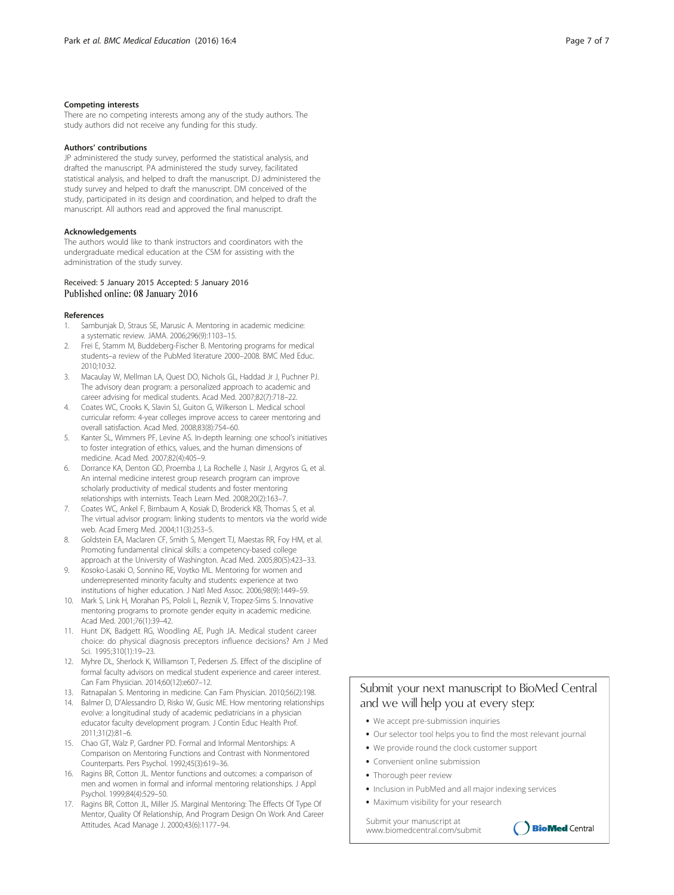#### Competing interests

There are no competing interests among any of the study authors. The study authors did not receive any funding for this study.

#### Authors' contributions

JP administered the study survey, performed the statistical analysis, and drafted the manuscript. PA administered the study survey, facilitated statistical analysis, and helped to draft the manuscript. DJ administered the study survey and helped to draft the manuscript. DM conceived of the study, participated in its design and coordination, and helped to draft the manuscript. All authors read and approved the final manuscript.

#### Acknowledgements

The authors would like to thank instructors and coordinators with the undergraduate medical education at the CSM for assisting with the administration of the study survey.

Received: 5 January 2015 Accepted: 5 January 2016
Published online: 08 January 2016

#### References

1. Sambunjak D, Straus SE, Marusic A. Mentoring in academic medicine: a systematic review. JAMA. 2006;296(9):1103–15.
2. Frei E, Stamm M, Buddeberg-Fischer B. Mentoring programs for medical students–a review of the PubMed literature 2000–2008. BMC Med Educ. 2010;10:32.
3. Macaulay W, Mellman LA, Quest DO, Nichols GL, Haddad Jr J, Puchner PJ. The advisory dean program: a personalized approach to academic and career advising for medical students. Acad Med. 2007;82(7):718–22.
4. Coates WC, Crooks K, Slavin SJ, Guiton G, Wilkerson L. Medical school curricular reform: 4-year colleges improve access to career mentoring and overall satisfaction. Acad Med. 2008;83(8):754–60.
5. Kanter SL, Wimmers PF, Levine AS. In-depth learning: one school's initiatives to foster integration of ethics, values, and the human dimensions of medicine. Acad Med. 2007;82(4):405–9.
6. Dorrance KA, Denton GD, Proemba J, La Rochelle J, Nasir J, Argyros G, et al. An internal medicine interest group research program can improve scholarly productivity of medical students and foster mentoring relationships with internists. Teach Learn Med. 2008;20(2):163–7.
7. Coates WC, Ankel F, Birnbaum A, Kosiak D, Broderick KB, Thomas S, et al. The virtual advisor program: linking students to mentors via the world wide web. Acad Emerg Med. 2004;11(3):253–5.
8. Goldstein EA, Maclaren CF, Smith S, Mengert TJ, Maestas RR, Foy HM, et al. Promoting fundamental clinical skills: a competency-based college approach at the University of Washington. Acad Med. 2005;80(5):423–33.
9. Kosoko-Lasaki O, Sonnino RE, Voytko ML. Mentoring for women and underrepresented minority faculty and students: experience at two institutions of higher education. J Natl Med Assoc. 2006;98(9):1449–59.
10. Mark S, Link H, Morahan PS, Pololi L, Reznik V, Tropez-Sims S. Innovative mentoring programs to promote gender equity in academic medicine. Acad Med. 2001;76(1):39–42.
11. Hunt DK, Badgett RG, Woodling AE, Pugh JA. Medical student career choice: do physical diagnosis preceptors influence decisions? Am J Med Sci. 1995;310(1):19–23.
12. Myhre DL, Sherlock K, Williamson T, Pedersen JS. Effect of the discipline of formal faculty advisors on medical student experience and career interest. Can Fam Physician. 2014;60(12):e607–12.
13. Ratnapalan S. Mentoring in medicine. Can Fam Physician. 2010;56(2):198.
14. Balmer D, D'Alessandro D, Risko W, Gusic ME. How mentoring relationships evolve: a longitudinal study of academic pediatricians in a physician educator faculty development program. J Contin Educ Health Prof. 2011;31(2):81–6.
15. Chao GT, Walz P, Gardner PD. Formal and Informal Mentorships: A Comparison on Mentoring Functions and Contrast with Nonmentored Counterparts. Pers Psychol. 1992;45(3):619–36.
16. Ragins BR, Cotton JL. Mentor functions and outcomes: a comparison of men and women in formal and informal mentoring relationships. J Appl Psychol. 1999;84(4):529–50.
17. Ragins BR, Cotton JL, Miller JS. Marginal Mentoring: The Effects Of Type Of Mentor, Quality Of Relationship, And Program Design On Work And Career Attitudes. Acad Manage J. 2000;43(6):1177–94.

Submit your next manuscript to BioMed Central and we will help you at every step:

- We accept pre-submission inquiries
- Our selector tool helps you to find the most relevant journal
- We provide round the clock customer support
- Convenient online submission
- Thorough peer review
- Inclusion in PubMed and all major indexing services
- Maximum visibility for your research

Submit your manuscript at www.biomedcentral.com/submit

BioMed Central